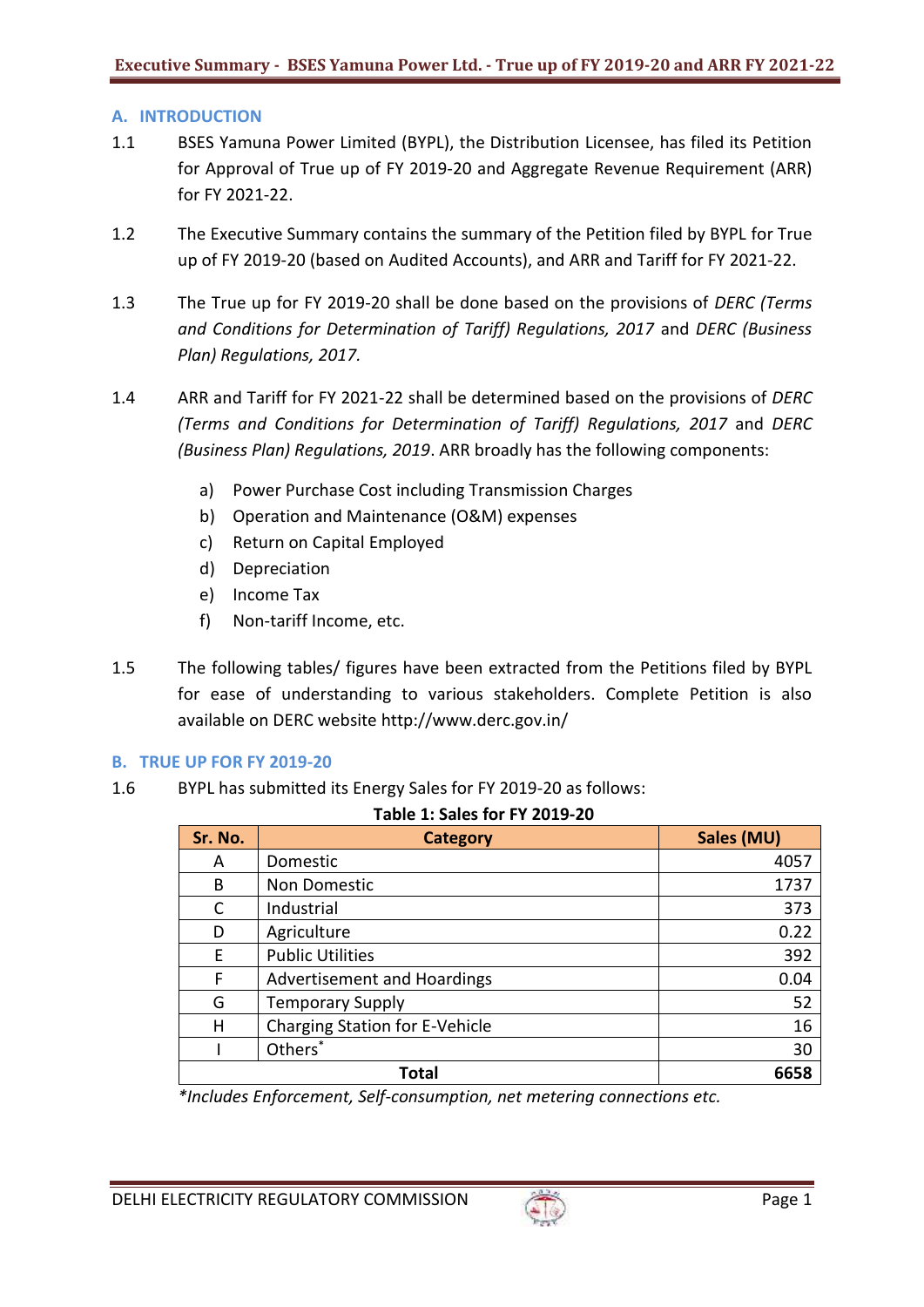## A. INTRODUCTION

1.1 BSES Yamuna Power Limited (BYPL), the Distribution Licensee, has filed its Petition for Approval of True up of FY 2019-20 and Aggregate Revenue Requirement (ARR) for FY 2021-22.

1.2 The Executive Summary contains the summary of the Petition filed by BYPL for True up of FY 2019-20 (based on Audited Accounts), and ARR and Tariff for FY 2021-22.

1.3 The True up for FY 2019-20 shall be done based on the provisions of *DERC (Terms and Conditions for Determination of Tariff) Regulations, 2017* and *DERC (Business Plan) Regulations, 2017.*

1.4 ARR and Tariff for FY 2021-22 shall be determined based on the provisions of *DERC (Terms and Conditions for Determination of Tariff) Regulations, 2017* and *DERC (Business Plan) Regulations, 2019*. ARR broadly has the following components:

a) Power Purchase Cost including Transmission Charges
b) Operation and Maintenance (O&M) expenses
c) Return on Capital Employed
d) Depreciation
e) Income Tax
f) Non-tariff Income, etc.

1.5 The following tables/ figures have been extracted from the Petitions filed by BYPL for ease of understanding to various stakeholders. Complete Petition is also available on DERC website http://www.derc.gov.in/

## B. TRUE UP FOR FY 2019-20

1.6 BYPL has submitted its Energy Sales for FY 2019-20 as follows:

**Table 1: Sales for FY 2019-20**

| Sr. No. | Category | Sales (MU) |
|---|---|---|
| A | Domestic | 4057 |
| B | Non Domestic | 1737 |
| C | Industrial | 373 |
| D | Agriculture | 0.22 |
| E | Public Utilities | 392 |
| F | Advertisement and Hoardings | 0.04 |
| G | Temporary Supply | 52 |
| H | Charging Station for E-Vehicle | 16 |
| I | Others* | 30 |
| **Total** | | **6658** |

*\*Includes Enforcement, Self-consumption, net metering connections etc.*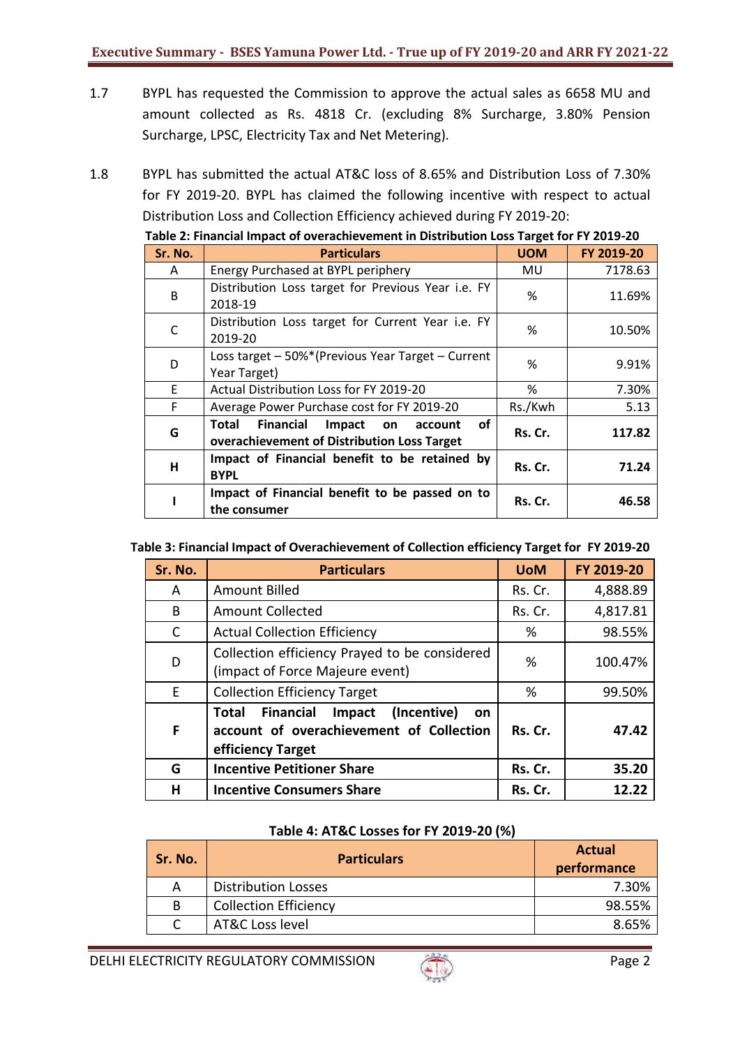1.7 BYPL has requested the Commission to approve the actual sales as 6658 MU and amount collected as Rs. 4818 Cr. (excluding 8% Surcharge, 3.80% Pension Surcharge, LPSC, Electricity Tax and Net Metering).

1.8 BYPL has submitted the actual AT&C loss of 8.65% and Distribution Loss of 7.30% for FY 2019-20. BYPL has claimed the following incentive with respect to actual Distribution Loss and Collection Efficiency achieved during FY 2019-20:

**Table 2: Financial Impact of overachievement in Distribution Loss Target for FY 2019-20**

| Sr. No. | Particulars | UOM | FY 2019-20 |
|---|---|---|---|
| A | Energy Purchased at BYPL periphery | MU | 7178.63 |
| B | Distribution Loss target for Previous Year i.e. FY 2018-19 | % | 11.69% |
| C | Distribution Loss target for Current Year i.e. FY 2019-20 | % | 10.50% |
| D | Loss target – 50%*(Previous Year Target – Current Year Target) | % | 9.91% |
| E | Actual Distribution Loss for FY 2019-20 | % | 7.30% |
| F | Average Power Purchase cost for FY 2019-20 | Rs./Kwh | 5.13 |
| **G** | **Total Financial Impact on account of overachievement of Distribution Loss Target** | **Rs. Cr.** | **117.82** |
| **H** | **Impact of Financial benefit to be retained by BYPL** | **Rs. Cr.** | **71.24** |
| **I** | **Impact of Financial benefit to be passed on to the consumer** | **Rs. Cr.** | **46.58** |

**Table 3: Financial Impact of Overachievement of Collection efficiency Target for FY 2019-20**

| Sr. No. | Particulars | UoM | FY 2019-20 |
|---|---|---|---|
| A | Amount Billed | Rs. Cr. | 4,888.89 |
| B | Amount Collected | Rs. Cr. | 4,817.81 |
| C | Actual Collection Efficiency | % | 98.55% |
| D | Collection efficiency Prayed to be considered (impact of Force Majeure event) | % | 100.47% |
| E | Collection Efficiency Target | % | 99.50% |
| **F** | **Total Financial Impact (Incentive) on account of overachievement of Collection efficiency Target** | **Rs. Cr.** | **47.42** |
| **G** | **Incentive Petitioner Share** | **Rs. Cr.** | **35.20** |
| **H** | **Incentive Consumers Share** | **Rs. Cr.** | **12.22** |

**Table 4: AT&C Losses for FY 2019-20 (%)**

| Sr. No. | Particulars | Actual performance |
|---|---|---|
| A | Distribution Losses | 7.30% |
| B | Collection Efficiency | 98.55% |
| C | AT&C Loss level | 8.65% |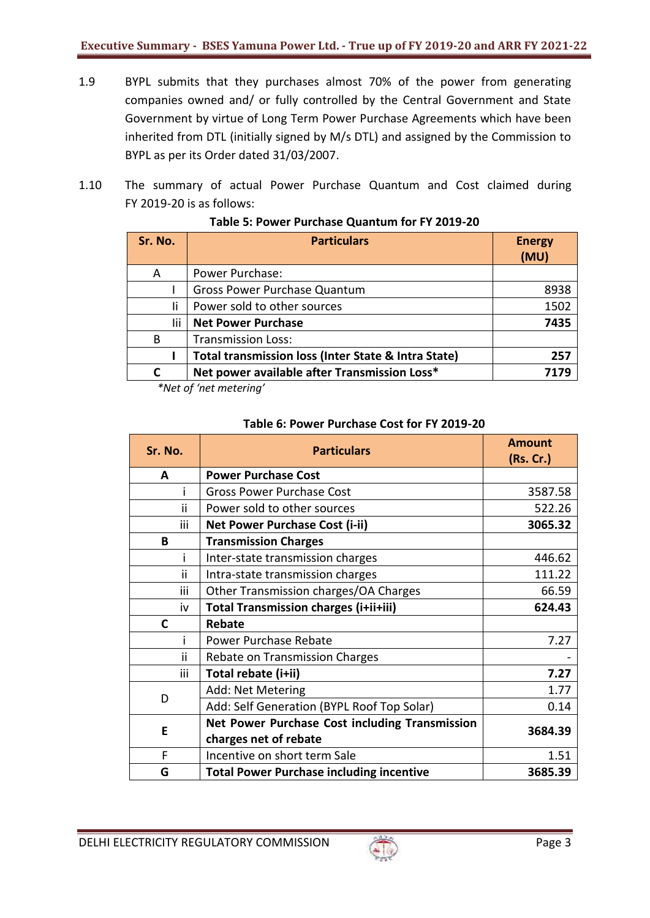1.9 BYPL submits that they purchases almost 70% of the power from generating companies owned and/ or fully controlled by the Central Government and State Government by virtue of Long Term Power Purchase Agreements which have been inherited from DTL (initially signed by M/s DTL) and assigned by the Commission to BYPL as per its Order dated 31/03/2007.

1.10 The summary of actual Power Purchase Quantum and Cost claimed during FY 2019-20 is as follows:

**Table 5: Power Purchase Quantum for FY 2019-20**

| Sr. No. | Particulars | Energy (MU) |
|---|---|---|
| A | Power Purchase: | |
| I | Gross Power Purchase Quantum | 8938 |
| Ii | Power sold to other sources | 1502 |
| Iii | **Net Power Purchase** | **7435** |
| B | Transmission Loss: | |
| **I** | **Total transmission loss (Inter State & Intra State)** | **257** |
| **C** | **Net power available after Transmission Loss*** | **7179** |

*\*Net of 'net metering'*

**Table 6: Power Purchase Cost for FY 2019-20**

| Sr. No. | Particulars | Amount (Rs. Cr.) |
|---|---|---|
| **A** | **Power Purchase Cost** | |
| i | Gross Power Purchase Cost | 3587.58 |
| ii | Power sold to other sources | 522.26 |
| iii | **Net Power Purchase Cost (i-ii)** | **3065.32** |
| **B** | **Transmission Charges** | |
| i | Inter-state transmission charges | 446.62 |
| ii | Intra-state transmission charges | 111.22 |
| iii | Other Transmission charges/OA Charges | 66.59 |
| iv | **Total Transmission charges (i+ii+iii)** | **624.43** |
| **C** | **Rebate** | |
| i | Power Purchase Rebate | 7.27 |
| ii | Rebate on Transmission Charges | - |
| iii | **Total rebate (i+ii)** | **7.27** |
| D | Add: Net Metering | 1.77 |
| | Add: Self Generation (BYPL Roof Top Solar) | 0.14 |
| **E** | **Net Power Purchase Cost including Transmission charges net of rebate** | **3684.39** |
| F | Incentive on short term Sale | 1.51 |
| **G** | **Total Power Purchase including incentive** | **3685.39** |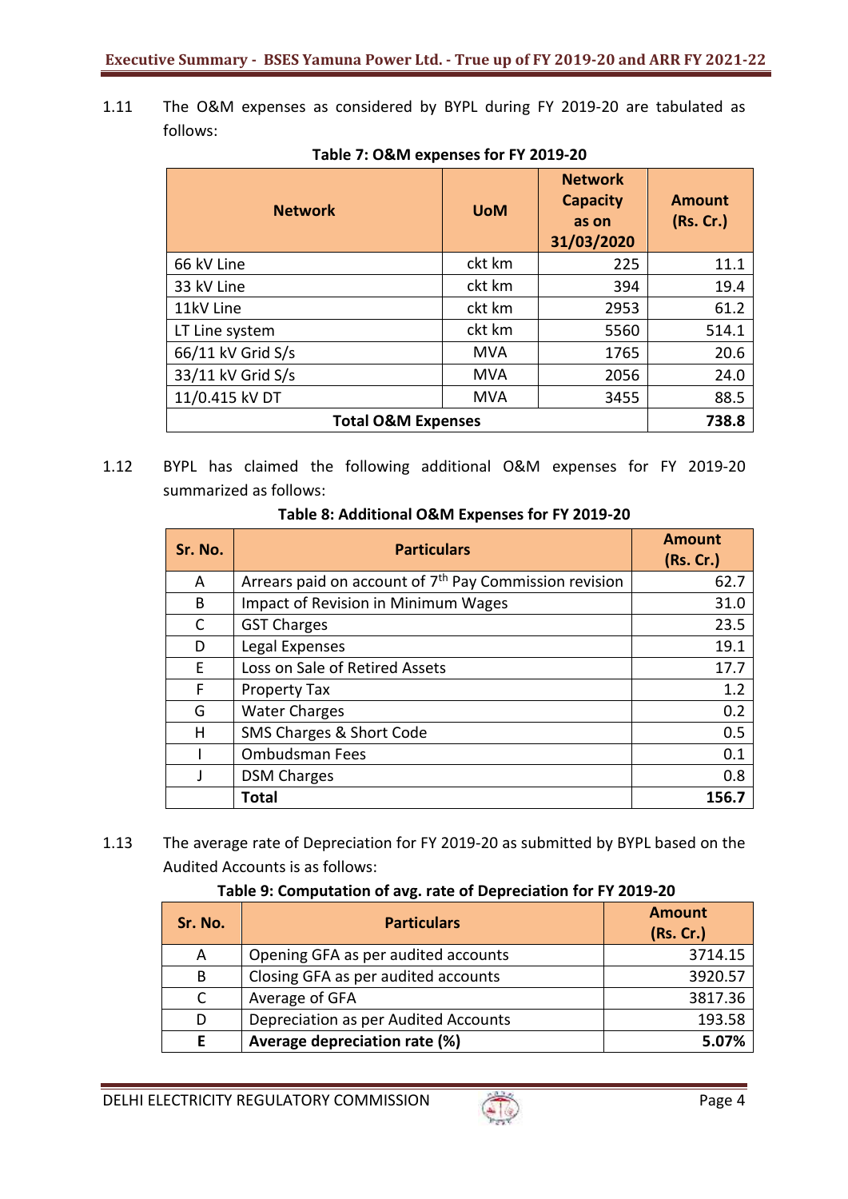1.11 The O&M expenses as considered by BYPL during FY 2019-20 are tabulated as follows:

**Table 7: O&M expenses for FY 2019-20**

| Network | UoM | Network Capacity as on 31/03/2020 | Amount (Rs. Cr.) |
|---|---|---|---|
| 66 kV Line | ckt km | 225 | 11.1 |
| 33 kV Line | ckt km | 394 | 19.4 |
| 11kV Line | ckt km | 2953 | 61.2 |
| LT Line system | ckt km | 5560 | 514.1 |
| 66/11 kV Grid S/s | MVA | 1765 | 20.6 |
| 33/11 kV Grid S/s | MVA | 2056 | 24.0 |
| 11/0.415 kV DT | MVA | 3455 | 88.5 |
| **Total O&M Expenses** | | | **738.8** |

1.12 BYPL has claimed the following additional O&M expenses for FY 2019-20 summarized as follows:

**Table 8: Additional O&M Expenses for FY 2019-20**

| Sr. No. | Particulars | Amount (Rs. Cr.) |
|---|---|---|
| A | Arrears paid on account of 7th Pay Commission revision | 62.7 |
| B | Impact of Revision in Minimum Wages | 31.0 |
| C | GST Charges | 23.5 |
| D | Legal Expenses | 19.1 |
| E | Loss on Sale of Retired Assets | 17.7 |
| F | Property Tax | 1.2 |
| G | Water Charges | 0.2 |
| H | SMS Charges & Short Code | 0.5 |
| I | Ombudsman Fees | 0.1 |
| J | DSM Charges | 0.8 |
| | **Total** | **156.7** |

1.13 The average rate of Depreciation for FY 2019-20 as submitted by BYPL based on the Audited Accounts is as follows:

**Table 9: Computation of avg. rate of Depreciation for FY 2019-20**

| Sr. No. | Particulars | Amount (Rs. Cr.) |
|---|---|---|
| A | Opening GFA as per audited accounts | 3714.15 |
| B | Closing GFA as per audited accounts | 3920.57 |
| C | Average of GFA | 3817.36 |
| D | Depreciation as per Audited Accounts | 193.58 |
| **E** | **Average depreciation rate (%)** | **5.07%** |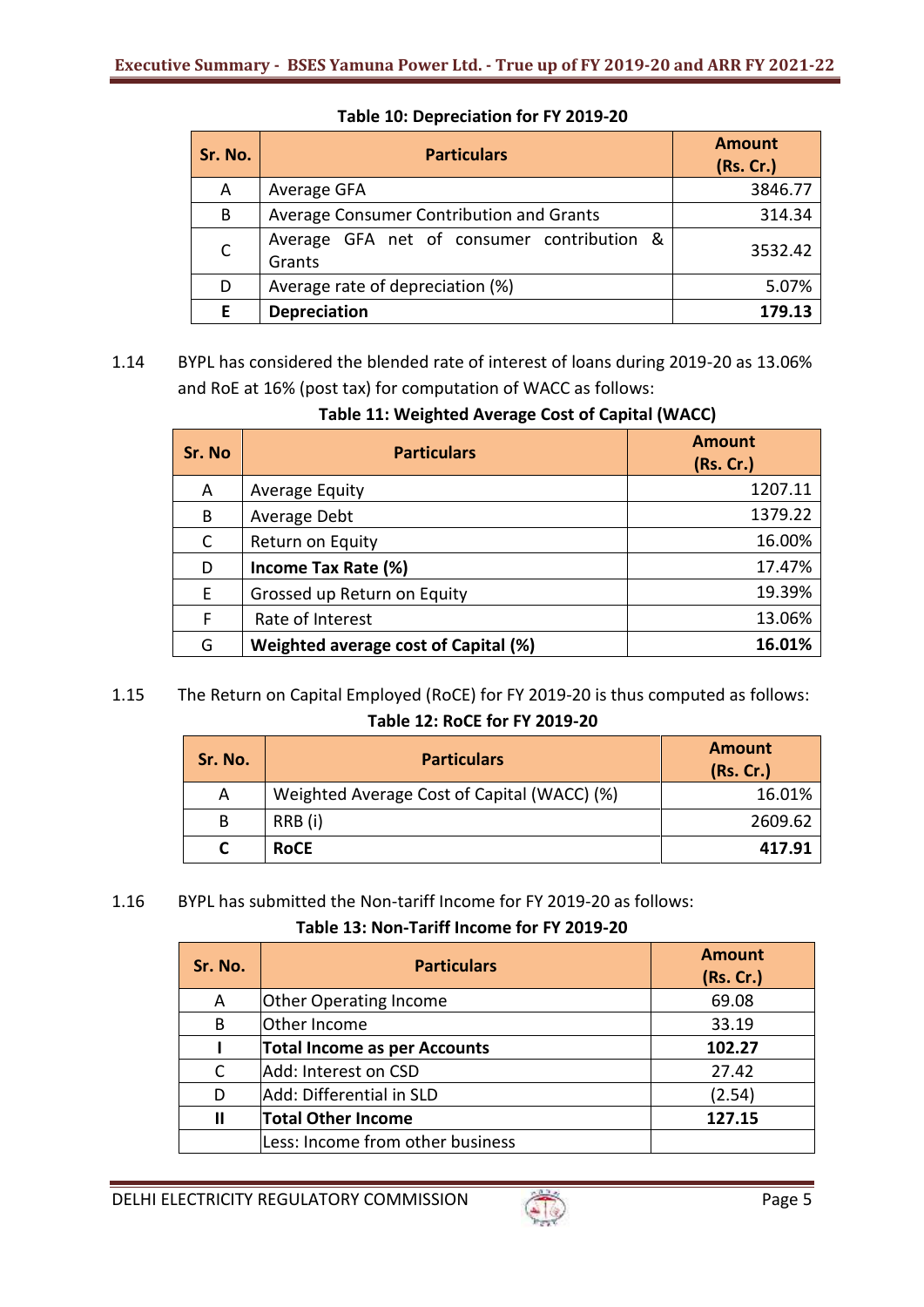**Table 10: Depreciation for FY 2019-20**

| Sr. No. | Particulars | Amount (Rs. Cr.) |
|---|---|---|
| A | Average GFA | 3846.77 |
| B | Average Consumer Contribution and Grants | 314.34 |
| C | Average GFA net of consumer contribution & Grants | 3532.42 |
| D | Average rate of depreciation (%) | 5.07% |
| **E** | **Depreciation** | **179.13** |

1.14 BYPL has considered the blended rate of interest of loans during 2019-20 as 13.06% and RoE at 16% (post tax) for computation of WACC as follows:

**Table 11: Weighted Average Cost of Capital (WACC)**

| Sr. No | Particulars | Amount (Rs. Cr.) |
|---|---|---|
| A | Average Equity | 1207.11 |
| B | Average Debt | 1379.22 |
| C | Return on Equity | 16.00% |
| D | **Income Tax Rate (%)** | 17.47% |
| E | Grossed up Return on Equity | 19.39% |
| F | Rate of Interest | 13.06% |
| G | **Weighted average cost of Capital (%)** | **16.01%** |

1.15 The Return on Capital Employed (RoCE) for FY 2019-20 is thus computed as follows:

**Table 12: RoCE for FY 2019-20**

| Sr. No. | Particulars | Amount (Rs. Cr.) |
|---|---|---|
| A | Weighted Average Cost of Capital (WACC) (%) | 16.01% |
| B | RRB (i) | 2609.62 |
| **C** | **RoCE** | **417.91** |

1.16 BYPL has submitted the Non-tariff Income for FY 2019-20 as follows:

**Table 13: Non-Tariff Income for FY 2019-20**

| Sr. No. | Particulars | Amount (Rs. Cr.) |
|---|---|---|
| A | Other Operating Income | 69.08 |
| B | Other Income | 33.19 |
| **I** | **Total Income as per Accounts** | **102.27** |
| C | Add: Interest on CSD | 27.42 |
| D | Add: Differential in SLD | (2.54) |
| **II** | **Total Other Income** | **127.15** |
| | Less: Income from other business | |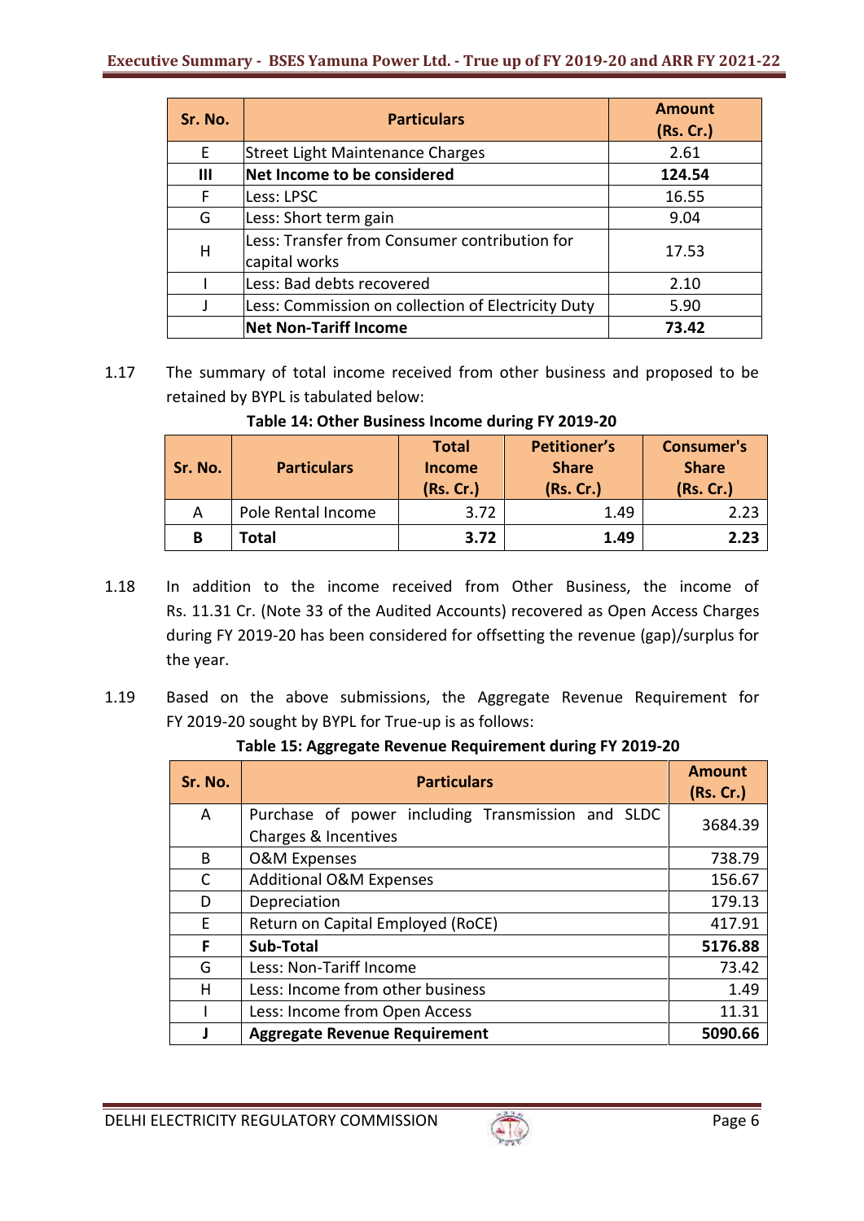| Sr. No. | Particulars | Amount (Rs. Cr.) |
|---|---|---|
| E | Street Light Maintenance Charges | 2.61 |
| **III** | **Net Income to be considered** | **124.54** |
| F | Less: LPSC | 16.55 |
| G | Less: Short term gain | 9.04 |
| H | Less: Transfer from Consumer contribution for capital works | 17.53 |
| I | Less: Bad debts recovered | 2.10 |
| J | Less: Commission on collection of Electricity Duty | 5.90 |
| | **Net Non-Tariff Income** | **73.42** |

1.17 The summary of total income received from other business and proposed to be retained by BYPL is tabulated below:

**Table 14: Other Business Income during FY 2019-20**

| Sr. No. | Particulars | Total Income (Rs. Cr.) | Petitioner's Share (Rs. Cr.) | Consumer's Share (Rs. Cr.) |
|---|---|---|---|---|
| A | Pole Rental Income | 3.72 | 1.49 | 2.23 |
| **B** | **Total** | **3.72** | **1.49** | **2.23** |

1.18 In addition to the income received from Other Business, the income of Rs. 11.31 Cr. (Note 33 of the Audited Accounts) recovered as Open Access Charges during FY 2019-20 has been considered for offsetting the revenue (gap)/surplus for the year.

1.19 Based on the above submissions, the Aggregate Revenue Requirement for FY 2019-20 sought by BYPL for True-up is as follows:

**Table 15: Aggregate Revenue Requirement during FY 2019-20**

| Sr. No. | Particulars | Amount (Rs. Cr.) |
|---|---|---|
| A | Purchase of power including Transmission and SLDC Charges & Incentives | 3684.39 |
| B | O&M Expenses | 738.79 |
| C | Additional O&M Expenses | 156.67 |
| D | Depreciation | 179.13 |
| E | Return on Capital Employed (RoCE) | 417.91 |
| **F** | **Sub-Total** | **5176.88** |
| G | Less: Non-Tariff Income | 73.42 |
| H | Less: Income from other business | 1.49 |
| I | Less: Income from Open Access | 11.31 |
| **J** | **Aggregate Revenue Requirement** | **5090.66** |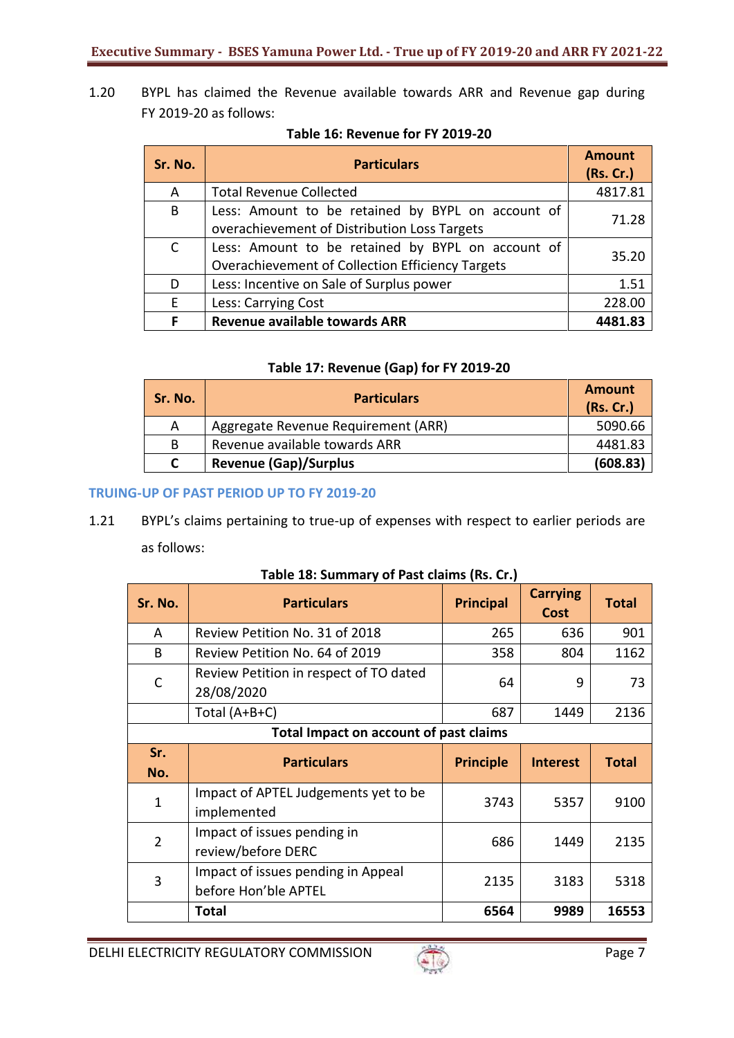1.20 BYPL has claimed the Revenue available towards ARR and Revenue gap during FY 2019-20 as follows:

**Table 16: Revenue for FY 2019-20**

| Sr. No. | Particulars | Amount (Rs. Cr.) |
|---|---|---|
| A | Total Revenue Collected | 4817.81 |
| B | Less: Amount to be retained by BYPL on account of overachievement of Distribution Loss Targets | 71.28 |
| C | Less: Amount to be retained by BYPL on account of Overachievement of Collection Efficiency Targets | 35.20 |
| D | Less: Incentive on Sale of Surplus power | 1.51 |
| E | Less: Carrying Cost | 228.00 |
| **F** | **Revenue available towards ARR** | **4481.83** |

**Table 17: Revenue (Gap) for FY 2019-20**

| Sr. No. | Particulars | Amount (Rs. Cr.) |
|---|---|---|
| A | Aggregate Revenue Requirement (ARR) | 5090.66 |
| B | Revenue available towards ARR | 4481.83 |
| **C** | **Revenue (Gap)/Surplus** | **(608.83)** |

## TRUING-UP OF PAST PERIOD UP TO FY 2019-20

1.21 BYPL's claims pertaining to true-up of expenses with respect to earlier periods are as follows:

**Table 18: Summary of Past claims (Rs. Cr.)**

| Sr. No. | Particulars | Principal | Carrying Cost | Total |
|---|---|---|---|---|
| A | Review Petition No. 31 of 2018 | 265 | 636 | 901 |
| B | Review Petition No. 64 of 2019 | 358 | 804 | 1162 |
| C | Review Petition in respect of TO dated 28/08/2020 | 64 | 9 | 73 |
| | Total (A+B+C) | 687 | 1449 | 2136 |
| **Total Impact on account of past claims** | | | | |
| **Sr. No.** | **Particulars** | **Principle** | **Interest** | **Total** |
| 1 | Impact of APTEL Judgements yet to be implemented | 3743 | 5357 | 9100 |
| 2 | Impact of issues pending in review/before DERC | 686 | 1449 | 2135 |
| 3 | Impact of issues pending in Appeal before Hon'ble APTEL | 2135 | 3183 | 5318 |
| | **Total** | **6564** | **9989** | **16553** |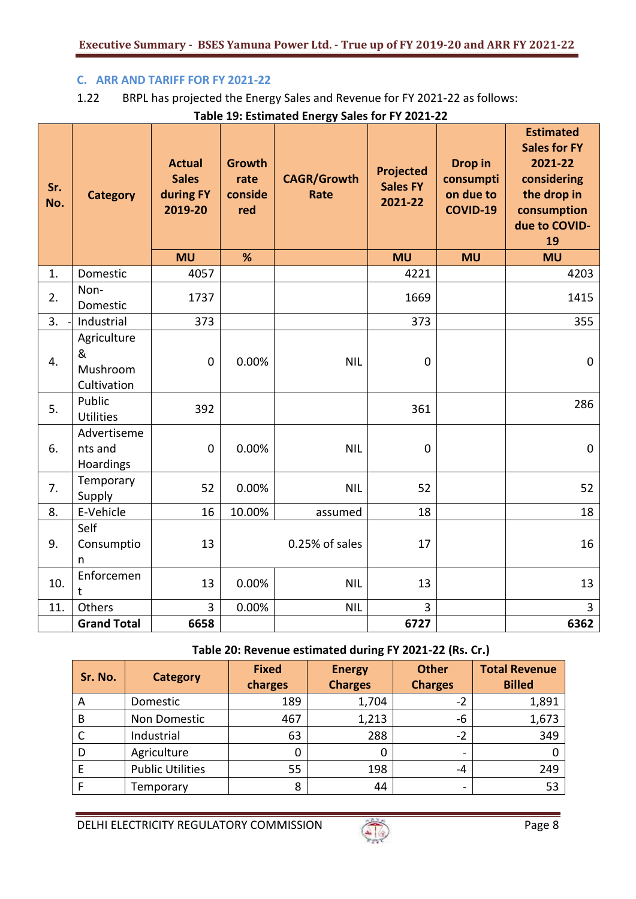### C. ARR AND TARIFF FOR FY 2021-22

1.22 BRPL has projected the Energy Sales and Revenue for FY 2021-22 as follows:

**Table 19: Estimated Energy Sales for FY 2021-22**

| Sr. No. | Category | Actual Sales during FY 2019-20 | Growth rate considered | CAGR/Growth Rate | Projected Sales FY 2021-22 | Drop in consumption due to COVID-19 | Estimated Sales for FY 2021-22 considering the drop in consumption due to COVID-19 |
|---|---|---|---|---|---|---|---|
| | | MU | % | | MU | MU | MU |
| 1. | Domestic | 4057 | | | 4221 | | 4203 |
| 2. | Non-Domestic | 1737 | | | 1669 | | 1415 |
| 3. | Industrial | 373 | | | 373 | | 355 |
| 4. | Agriculture & Mushroom Cultivation | 0 | 0.00% | NIL | 0 | | 0 |
| 5. | Public Utilities | 392 | | | 361 | | 286 |
| 6. | Advertisements and Hoardings | 0 | 0.00% | NIL | 0 | | 0 |
| 7. | Temporary Supply | 52 | 0.00% | NIL | 52 | | 52 |
| 8. | E-Vehicle | 16 | 10.00% | assumed | 18 | | 18 |
| 9. | Self Consumption | 13 | 0.25% of sales | | 17 | | 16 |
| 10. | Enforcement | 13 | 0.00% | NIL | 13 | | 13 |
| 11. | Others | 3 | 0.00% | NIL | 3 | | 3 |
| | **Grand Total** | **6658** | | | **6727** | | **6362** |

**Table 20: Revenue estimated during FY 2021-22 (Rs. Cr.)**

| Sr. No. | Category | Fixed charges | Energy Charges | Other Charges | Total Revenue Billed |
|---|---|---|---|---|---|
| A | Domestic | 189 | 1,704 | -2 | 1,891 |
| B | Non Domestic | 467 | 1,213 | -6 | 1,673 |
| C | Industrial | 63 | 288 | -2 | 349 |
| D | Agriculture | 0 | 0 | - | 0 |
| E | Public Utilities | 55 | 198 | -4 | 249 |
| F | Temporary | 8 | 44 | - | 53 |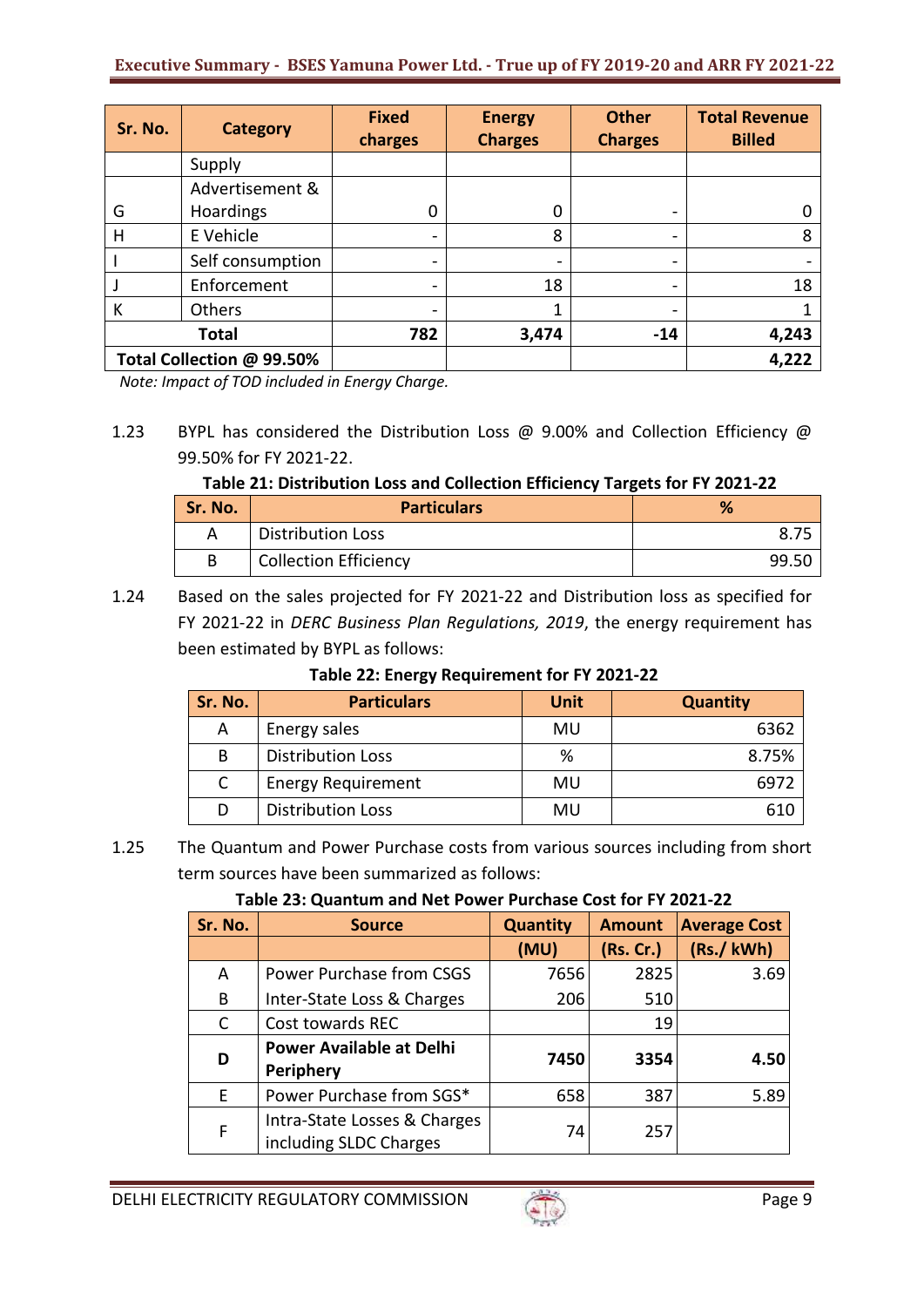| Sr. No. | Category | Fixed charges | Energy Charges | Other Charges | Total Revenue Billed |
|---|---|---|---|---|---|
| | Supply | | | | |
| G | Advertisement & Hoardings | 0 | 0 | - | 0 |
| H | E Vehicle | - | 8 | - | 8 |
| I | Self consumption | - | - | - | - |
| J | Enforcement | - | 18 | - | 18 |
| K | Others | - | 1 | - | 1 |
| **Total** | | **782** | **3,474** | **-14** | **4,243** |
| **Total Collection @ 99.50%** | | | | | **4,222** |

*Note: Impact of TOD included in Energy Charge.*

1.23 BYPL has considered the Distribution Loss @ 9.00% and Collection Efficiency @ 99.50% for FY 2021-22.

**Table 21: Distribution Loss and Collection Efficiency Targets for FY 2021-22**

| Sr. No. | Particulars | % |
|---|---|---|
| A | Distribution Loss | 8.75 |
| B | Collection Efficiency | 99.50 |

1.24 Based on the sales projected for FY 2021-22 and Distribution loss as specified for FY 2021-22 in *DERC Business Plan Regulations, 2019*, the energy requirement has been estimated by BYPL as follows:

**Table 22: Energy Requirement for FY 2021-22**

| Sr. No. | Particulars | Unit | Quantity |
|---|---|---|---|
| A | Energy sales | MU | 6362 |
| B | Distribution Loss | % | 8.75% |
| C | Energy Requirement | MU | 6972 |
| D | Distribution Loss | MU | 610 |

1.25 The Quantum and Power Purchase costs from various sources including from short term sources have been summarized as follows:

**Table 23: Quantum and Net Power Purchase Cost for FY 2021-22**

| Sr. No. | Source | Quantity | Amount | Average Cost |
|---|---|---|---|---|
| | | (MU) | (Rs. Cr.) | (Rs./ kWh) |
| A | Power Purchase from CSGS | 7656 | 2825 | 3.69 |
| B | Inter-State Loss & Charges | 206 | 510 | |
| C | Cost towards REC | | 19 | |
| **D** | **Power Available at Delhi Periphery** | **7450** | **3354** | **4.50** |
| E | Power Purchase from SGS* | 658 | 387 | 5.89 |
| F | Intra-State Losses & Charges including SLDC Charges | 74 | 257 | |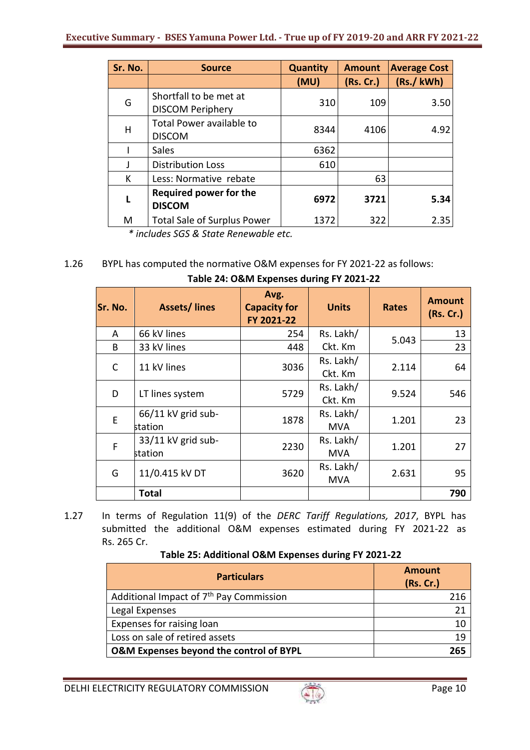| Sr. No. | Source | Quantity | Amount | Average Cost |
|---|---|---|---|---|
| | | (MU) | (Rs. Cr.) | (Rs./ kWh) |
| G | Shortfall to be met at DISCOM Periphery | 310 | 109 | 3.50 |
| H | Total Power available to DISCOM | 8344 | 4106 | 4.92 |
| I | Sales | 6362 | | |
| J | Distribution Loss | 610 | | |
| K | Less: Normative rebate | | 63 | |
| **L** | **Required power for the DISCOM** | **6972** | **3721** | **5.34** |
| M | Total Sale of Surplus Power | 1372 | 322 | 2.35 |

*\* includes SGS & State Renewable etc.*

1.26 BYPL has computed the normative O&M expenses for FY 2021-22 as follows:

**Table 24: O&M Expenses during FY 2021-22**

| Sr. No. | Assets/ lines | Avg. Capacity for FY 2021-22 | Units | Rates | Amount (Rs. Cr.) |
|---|---|---|---|---|---|
| A | 66 kV lines | 254 | Rs. Lakh/ Ckt. Km | 5.043 | 13 |
| B | 33 kV lines | 448 | | | 23 |
| C | 11 kV lines | 3036 | Rs. Lakh/ Ckt. Km | 2.114 | 64 |
| D | LT lines system | 5729 | Rs. Lakh/ Ckt. Km | 9.524 | 546 |
| E | 66/11 kV grid sub-station | 1878 | Rs. Lakh/ MVA | 1.201 | 23 |
| F | 33/11 kV grid sub-station | 2230 | Rs. Lakh/ MVA | 1.201 | 27 |
| G | 11/0.415 kV DT | 3620 | Rs. Lakh/ MVA | 2.631 | 95 |
| | **Total** | | | | **790** |

1.27 In terms of Regulation 11(9) of the *DERC Tariff Regulations, 2017*, BYPL has submitted the additional O&M expenses estimated during FY 2021-22 as Rs. 265 Cr.

**Table 25: Additional O&M Expenses during FY 2021-22**

| Particulars | Amount (Rs. Cr.) |
|---|---|
| Additional Impact of 7th Pay Commission | 216 |
| Legal Expenses | 21 |
| Expenses for raising loan | 10 |
| Loss on sale of retired assets | 19 |
| **O&M Expenses beyond the control of BYPL** | **265** |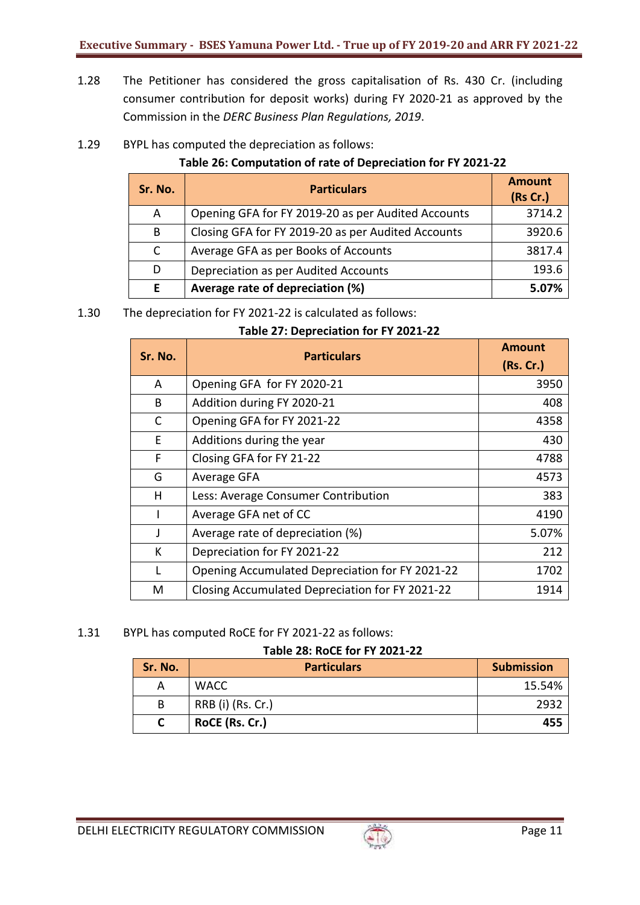1.28 The Petitioner has considered the gross capitalisation of Rs. 430 Cr. (including consumer contribution for deposit works) during FY 2020-21 as approved by the Commission in the *DERC Business Plan Regulations, 2019*.

1.29 BYPL has computed the depreciation as follows:

**Table 26: Computation of rate of Depreciation for FY 2021-22**

| Sr. No. | Particulars | Amount (Rs Cr.) |
|---|---|---|
| A | Opening GFA for FY 2019-20 as per Audited Accounts | 3714.2 |
| B | Closing GFA for FY 2019-20 as per Audited Accounts | 3920.6 |
| C | Average GFA as per Books of Accounts | 3817.4 |
| D | Depreciation as per Audited Accounts | 193.6 |
| **E** | **Average rate of depreciation (%)** | **5.07%** |

1.30 The depreciation for FY 2021-22 is calculated as follows:

**Table 27: Depreciation for FY 2021-22**

| Sr. No. | Particulars | Amount (Rs. Cr.) |
|---|---|---|
| A | Opening GFA for FY 2020-21 | 3950 |
| B | Addition during FY 2020-21 | 408 |
| C | Opening GFA for FY 2021-22 | 4358 |
| E | Additions during the year | 430 |
| F | Closing GFA for FY 21-22 | 4788 |
| G | Average GFA | 4573 |
| H | Less: Average Consumer Contribution | 383 |
| I | Average GFA net of CC | 4190 |
| J | Average rate of depreciation (%) | 5.07% |
| K | Depreciation for FY 2021-22 | 212 |
| L | Opening Accumulated Depreciation for FY 2021-22 | 1702 |
| M | Closing Accumulated Depreciation for FY 2021-22 | 1914 |

1.31 BYPL has computed RoCE for FY 2021-22 as follows:

**Table 28: RoCE for FY 2021-22**

| Sr. No. | Particulars | Submission |
|---|---|---|
| A | WACC | 15.54% |
| B | RRB (i) (Rs. Cr.) | 2932 |
| **C** | **RoCE (Rs. Cr.)** | **455** |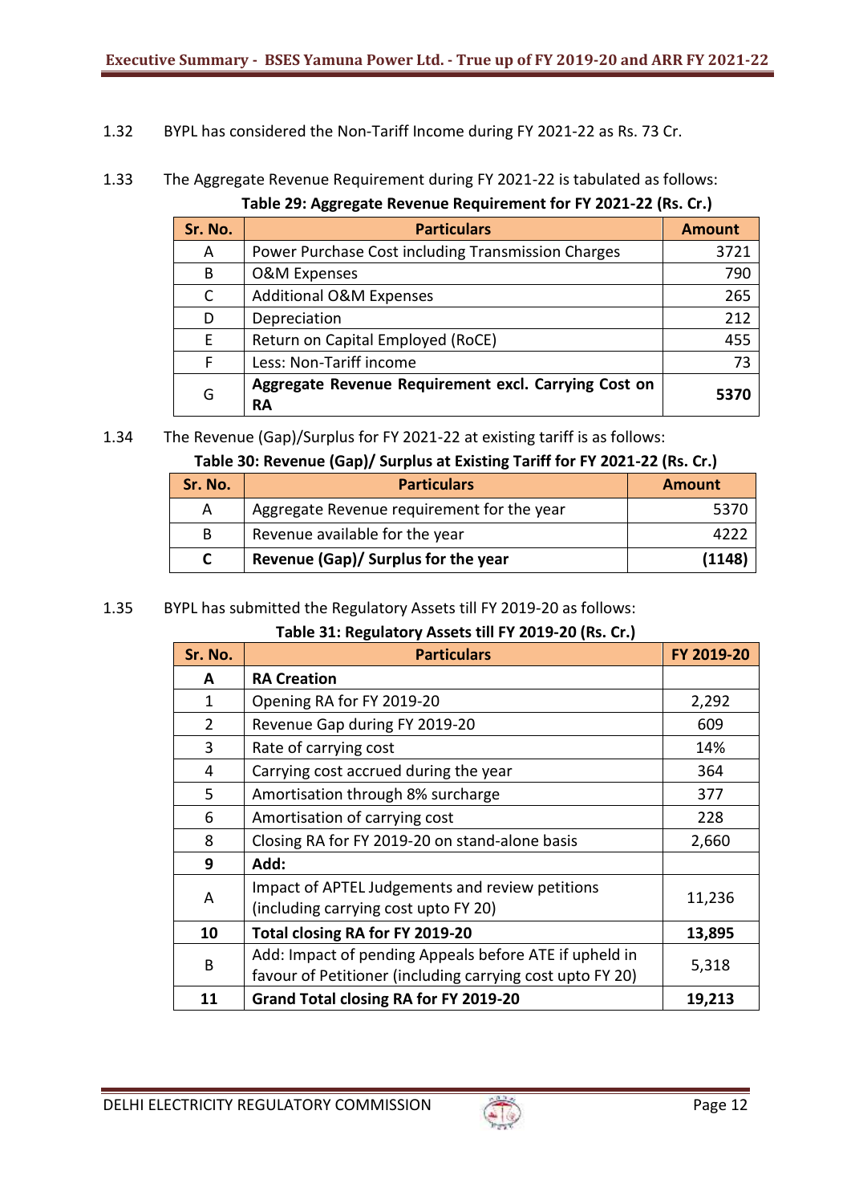1.32 BYPL has considered the Non-Tariff Income during FY 2021-22 as Rs. 73 Cr.

1.33 The Aggregate Revenue Requirement during FY 2021-22 is tabulated as follows:

**Table 29: Aggregate Revenue Requirement for FY 2021-22 (Rs. Cr.)**

| Sr. No. | Particulars | Amount |
|---|---|---|
| A | Power Purchase Cost including Transmission Charges | 3721 |
| B | O&M Expenses | 790 |
| C | Additional O&M Expenses | 265 |
| D | Depreciation | 212 |
| E | Return on Capital Employed (RoCE) | 455 |
| F | Less: Non-Tariff income | 73 |
| G | **Aggregate Revenue Requirement excl. Carrying Cost on RA** | **5370** |

1.34 The Revenue (Gap)/Surplus for FY 2021-22 at existing tariff is as follows:

**Table 30: Revenue (Gap)/ Surplus at Existing Tariff for FY 2021-22 (Rs. Cr.)**

| Sr. No. | Particulars | Amount |
|---|---|---|
| A | Aggregate Revenue requirement for the year | 5370 |
| B | Revenue available for the year | 4222 |
| **C** | **Revenue (Gap)/ Surplus for the year** | **(1148)** |

1.35 BYPL has submitted the Regulatory Assets till FY 2019-20 as follows:

**Table 31: Regulatory Assets till FY 2019-20 (Rs. Cr.)**

| Sr. No. | Particulars | FY 2019-20 |
|---|---|---|
| **A** | **RA Creation** | |
| 1 | Opening RA for FY 2019-20 | 2,292 |
| 2 | Revenue Gap during FY 2019-20 | 609 |
| 3 | Rate of carrying cost | 14% |
| 4 | Carrying cost accrued during the year | 364 |
| 5 | Amortisation through 8% surcharge | 377 |
| 6 | Amortisation of carrying cost | 228 |
| 8 | Closing RA for FY 2019-20 on stand-alone basis | 2,660 |
| **9** | **Add:** | |
| A | Impact of APTEL Judgements and review petitions (including carrying cost upto FY 20) | 11,236 |
| **10** | **Total closing RA for FY 2019-20** | **13,895** |
| B | Add: Impact of pending Appeals before ATE if upheld in favour of Petitioner (including carrying cost upto FY 20) | 5,318 |
| **11** | **Grand Total closing RA for FY 2019-20** | **19,213** |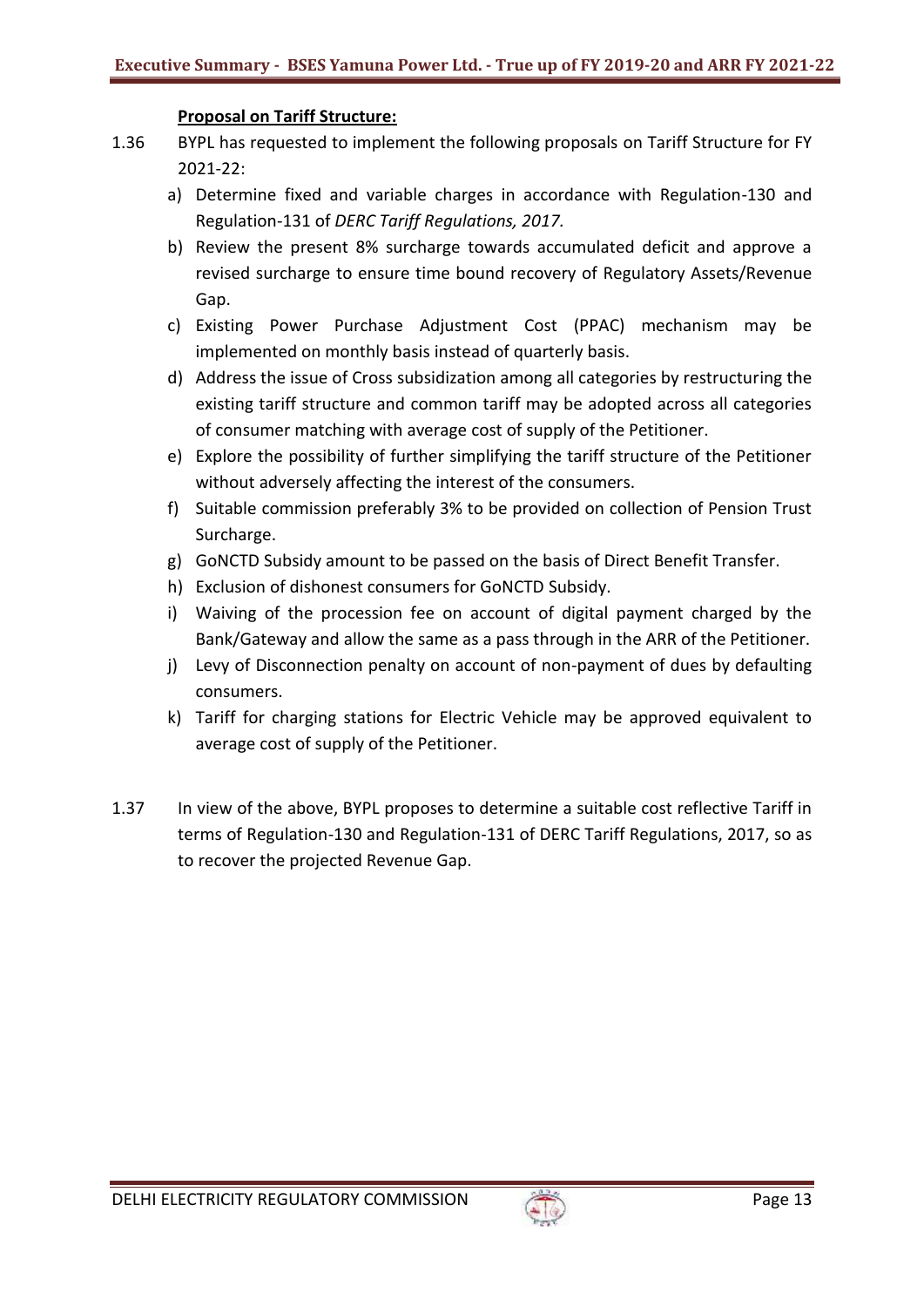**Proposal on Tariff Structure:**

1.36 BYPL has requested to implement the following proposals on Tariff Structure for FY 2021-22:

a) Determine fixed and variable charges in accordance with Regulation-130 and Regulation-131 of *DERC Tariff Regulations, 2017.*

b) Review the present 8% surcharge towards accumulated deficit and approve a revised surcharge to ensure time bound recovery of Regulatory Assets/Revenue Gap.

c) Existing Power Purchase Adjustment Cost (PPAC) mechanism may be implemented on monthly basis instead of quarterly basis.

d) Address the issue of Cross subsidization among all categories by restructuring the existing tariff structure and common tariff may be adopted across all categories of consumer matching with average cost of supply of the Petitioner.

e) Explore the possibility of further simplifying the tariff structure of the Petitioner without adversely affecting the interest of the consumers.

f) Suitable commission preferably 3% to be provided on collection of Pension Trust Surcharge.

g) GoNCTD Subsidy amount to be passed on the basis of Direct Benefit Transfer.

h) Exclusion of dishonest consumers for GoNCTD Subsidy.

i) Waiving of the procession fee on account of digital payment charged by the Bank/Gateway and allow the same as a pass through in the ARR of the Petitioner.

j) Levy of Disconnection penalty on account of non-payment of dues by defaulting consumers.

k) Tariff for charging stations for Electric Vehicle may be approved equivalent to average cost of supply of the Petitioner.

1.37 In view of the above, BYPL proposes to determine a suitable cost reflective Tariff in terms of Regulation-130 and Regulation-131 of DERC Tariff Regulations, 2017, so as to recover the projected Revenue Gap.